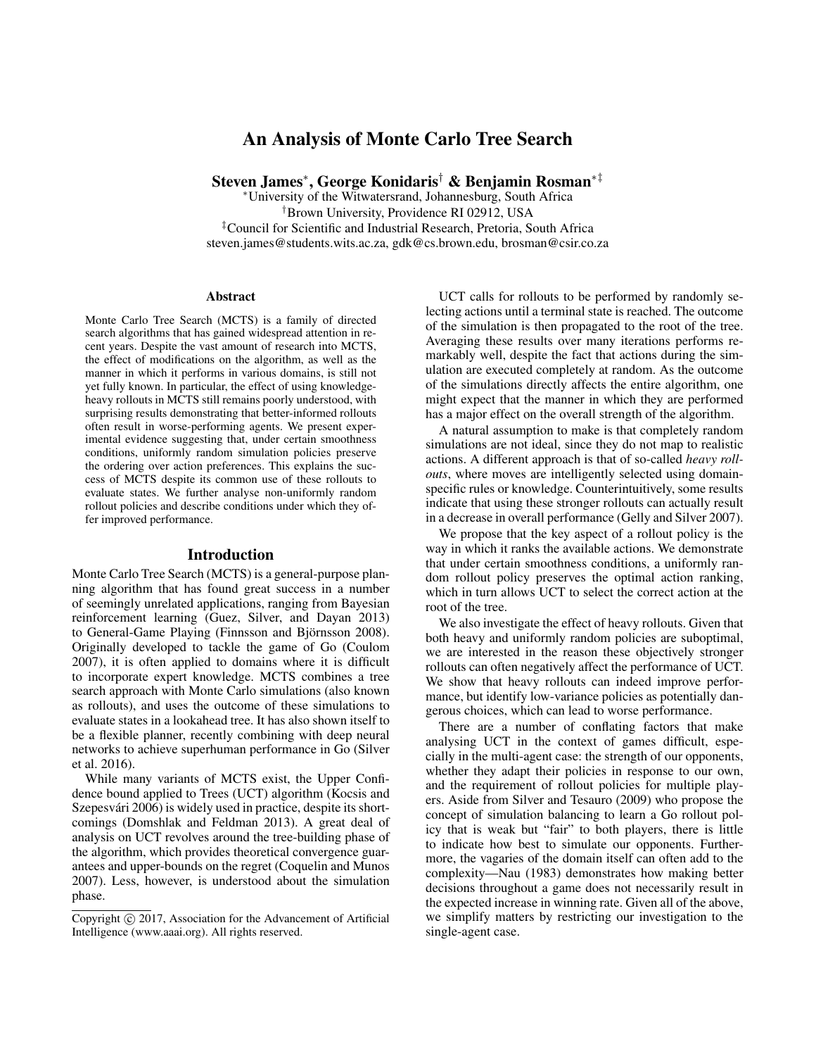# An Analysis of Monte Carlo Tree Search

**Steven James*, George Konidaris† & Benjamin Rosman*‡**

*University of the Witwatersrand, Johannesburg, South Africa
†Brown University, Providence RI 02912, USA
‡Council for Scientific and Industrial Research, Pretoria, South Africa
steven.james@students.wits.ac.za, gdk@cs.brown.edu, brosman@csir.co.za

## Abstract

Monte Carlo Tree Search (MCTS) is a family of directed search algorithms that has gained widespread attention in recent years. Despite the vast amount of research into MCTS, the effect of modifications on the algorithm, as well as the manner in which it performs in various domains, is still not yet fully known. In particular, the effect of using knowledge-heavy rollouts in MCTS still remains poorly understood, with surprising results demonstrating that better-informed rollouts often result in worse-performing agents. We present experimental evidence suggesting that, under certain smoothness conditions, uniformly random simulation policies preserve the ordering over action preferences. This explains the success of MCTS despite its common use of these rollouts to evaluate states. We further analyse non-uniformly random rollout policies and describe conditions under which they offer improved performance.

## Introduction

Monte Carlo Tree Search (MCTS) is a general-purpose planning algorithm that has found great success in a number of seemingly unrelated applications, ranging from Bayesian reinforcement learning (Guez, Silver, and Dayan 2013) to General-Game Playing (Finnsson and Björnsson 2008). Originally developed to tackle the game of Go (Coulom 2007), it is often applied to domains where it is difficult to incorporate expert knowledge. MCTS combines a tree search approach with Monte Carlo simulations (also known as rollouts), and uses the outcome of these simulations to evaluate states in a lookahead tree. It has also shown itself to be a flexible planner, recently combining with deep neural networks to achieve superhuman performance in Go (Silver et al. 2016).

While many variants of MCTS exist, the Upper Confidence bound applied to Trees (UCT) algorithm (Kocsis and Szepesvári 2006) is widely used in practice, despite its shortcomings (Domshlak and Feldman 2013). A great deal of analysis on UCT revolves around the tree-building phase of the algorithm, which provides theoretical convergence guarantees and upper-bounds on the regret (Coquelin and Munos 2007). Less, however, is understood about the simulation phase.

UCT calls for rollouts to be performed by randomly selecting actions until a terminal state is reached. The outcome of the simulation is then propagated to the root of the tree. Averaging these results over many iterations performs remarkably well, despite the fact that actions during the simulation are executed completely at random. As the outcome of the simulations directly affects the entire algorithm, one might expect that the manner in which they are performed has a major effect on the overall strength of the algorithm.

A natural assumption to make is that completely random simulations are not ideal, since they do not map to realistic actions. A different approach is that of so-called *heavy rollouts*, where moves are intelligently selected using domain-specific rules or knowledge. Counterintuitively, some results indicate that using these stronger rollouts can actually result in a decrease in overall performance (Gelly and Silver 2007).

We propose that the key aspect of a rollout policy is the way in which it ranks the available actions. We demonstrate that under certain smoothness conditions, a uniformly random rollout policy preserves the optimal action ranking, which in turn allows UCT to select the correct action at the root of the tree.

We also investigate the effect of heavy rollouts. Given that both heavy and uniformly random policies are suboptimal, we are interested in the reason these objectively stronger rollouts can often negatively affect the performance of UCT. We show that heavy rollouts can indeed improve performance, but identify low-variance policies as potentially dangerous choices, which can lead to worse performance.

There are a number of conflating factors that make analysing UCT in the context of games difficult, especially in the multi-agent case: the strength of our opponents, whether they adapt their policies in response to our own, and the requirement of rollout policies for multiple players. Aside from Silver and Tesauro (2009) who propose the concept of simulation balancing to learn a Go rollout policy that is weak but "fair" to both players, there is little to indicate how best to simulate our opponents. Furthermore, the vagaries of the domain itself can often add to the complexity—Nau (1983) demonstrates how making better decisions throughout a game does not necessarily result in the expected increase in winning rate. Given all of the above, we simplify matters by restricting our investigation to the single-agent case.

Copyright © 2017, Association for the Advancement of Artificial Intelligence (www.aaai.org). All rights reserved.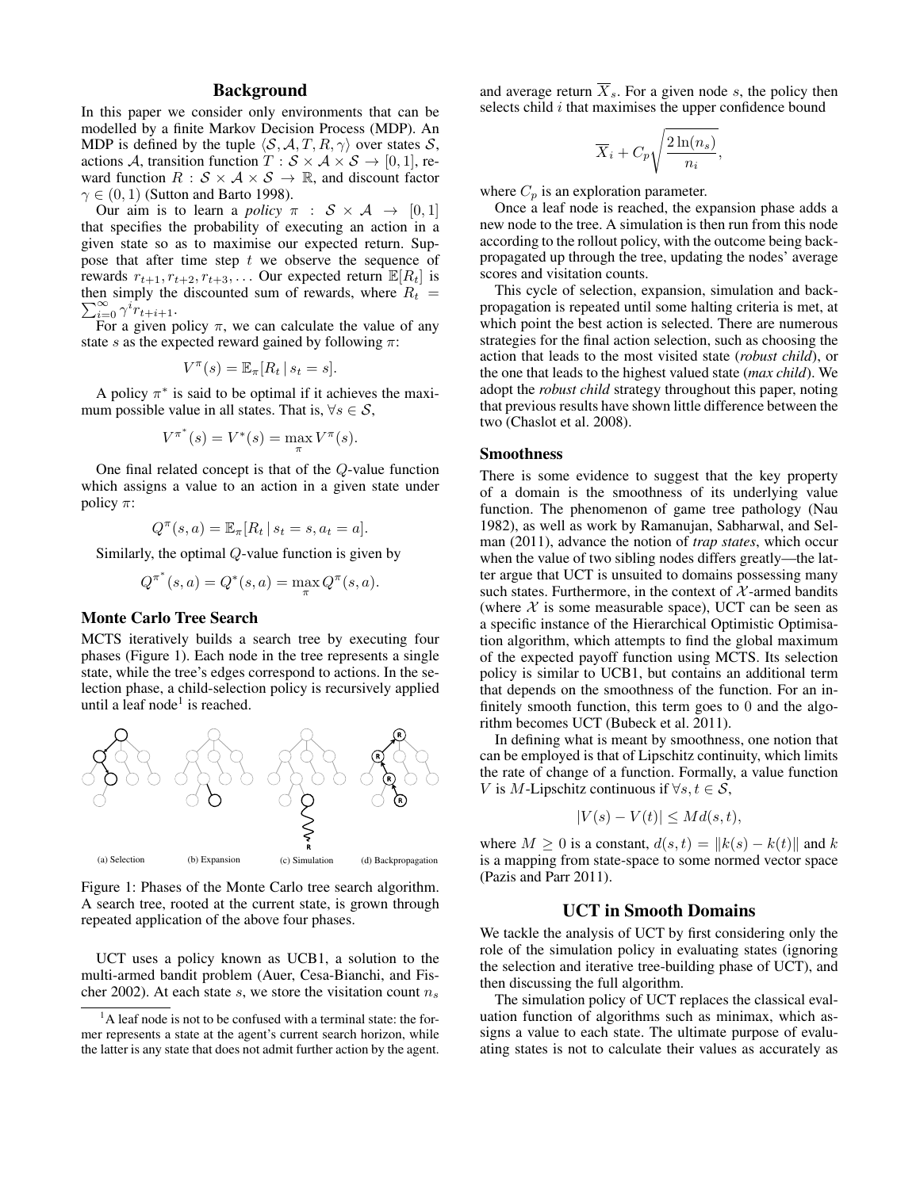## Background

In this paper we consider only environments that can be modelled by a finite Markov Decision Process (MDP). An MDP is defined by the tuple $\langle \mathcal{S}, \mathcal{A}, T, R, \gamma \rangle$ over states $\mathcal{S}$, actions $\mathcal{A}$, transition function $T : \mathcal{S} \times \mathcal{A} \times \mathcal{S} \to [0, 1]$, reward function $R : \mathcal{S} \times \mathcal{A} \times \mathcal{S} \to \mathbb{R}$, and discount factor $\gamma \in (0, 1)$ (Sutton and Barto 1998).

Our aim is to learn a *policy* $\pi : \mathcal{S} \times \mathcal{A} \to [0, 1]$ that specifies the probability of executing an action in a given state so as to maximise our expected return. Suppose that after time step $t$ we observe the sequence of rewards $r_{t+1}, r_{t+2}, r_{t+3}, \dots$ Our expected return $\mathbb{E}[R_t]$ is then simply the discounted sum of rewards, where $R_t = \sum_{i=0}^{\infty} \gamma^i r_{t+i+1}$.

For a given policy $\pi$, we can calculate the value of any state $s$ as the expected reward gained by following $\pi$:

$$V^\pi(s) = \mathbb{E}_\pi[R_t \mid s_t = s].$$

A policy $\pi^*$ is said to be optimal if it achieves the maximum possible value in all states. That is, $\forall s \in \mathcal{S}$,

$$V^{\pi^*}(s) = V^*(s) = \max_\pi V^\pi(s).$$

One final related concept is that of the $Q$-value function which assigns a value to an action in a given state under policy $\pi$:

$$Q^\pi(s, a) = \mathbb{E}_\pi[R_t \mid s_t = s, a_t = a].$$

Similarly, the optimal $Q$-value function is given by

$$Q^{\pi^*}(s, a) = Q^*(s, a) = \max_\pi Q^\pi(s, a).$$

### Monte Carlo Tree Search

MCTS iteratively builds a search tree by executing four phases (Figure 1). Each node in the tree represents a single state, while the tree's edges correspond to actions. In the selection phase, a child-selection policy is recursively applied until a leaf node[1] is reached.

(a) Selection (b) Expansion (c) Simulation (d) Backpropagation

Figure 1: Phases of the Monte Carlo tree search algorithm. A search tree, rooted at the current state, is grown through repeated application of the above four phases.

UCT uses a policy known as UCB1, a solution to the multi-armed bandit problem (Auer, Cesa-Bianchi, and Fischer 2002). At each state $s$, we store the visitation count $n_s$ and average return $\overline{X}_s$. For a given node $s$, the policy then selects child $i$ that maximises the upper confidence bound

$$\overline{X}_i + C_p \sqrt{\frac{2 \ln(n_s)}{n_i}},$$

where $C_p$ is an exploration parameter.

Once a leaf node is reached, the expansion phase adds a new node to the tree. A simulation is then run from this node according to the rollout policy, with the outcome being backpropagated up through the tree, updating the nodes' average scores and visitation counts.

This cycle of selection, expansion, simulation and backpropagation is repeated until some halting criteria is met, at which point the best action is selected. There are numerous strategies for the final action selection, such as choosing the action that leads to the most visited state (*robust child*), or the one that leads to the highest valued state (*max child*). We adopt the *robust child* strategy throughout this paper, noting that previous results have shown little difference between the two (Chaslot et al. 2008).

### Smoothness

There is some evidence to suggest that the key property of a domain is the smoothness of its underlying value function. The phenomenon of game tree pathology (Nau 1982), as well as work by Ramanujan, Sabharwal, and Selman (2011), advance the notion of *trap states*, which occur when the value of two sibling nodes differs greatly—the latter argue that UCT is unsuited to domains possessing many such states. Furthermore, in the context of $\mathcal{X}$-armed bandits (where $\mathcal{X}$ is some measurable space), UCT can be seen as a specific instance of the Hierarchical Optimistic Optimisation algorithm, which attempts to find the global maximum of the expected payoff function using MCTS. Its selection policy is similar to UCB1, but contains an additional term that depends on the smoothness of the function. For an infinitely smooth function, this term goes to 0 and the algorithm becomes UCT (Bubeck et al. 2011).

In defining what is meant by smoothness, one notion that can be employed is that of Lipschitz continuity, which limits the rate of change of a function. Formally, a value function $V$ is $M$-Lipschitz continuous if $\forall s, t \in \mathcal{S}$,

$$|V(s) - V(t)| \leq M d(s, t),$$

where $M \geq 0$ is a constant, $d(s, t) = \|k(s) - k(t)\|$ and $k$ is a mapping from state-space to some normed vector space (Pazis and Parr 2011).

## UCT in Smooth Domains

We tackle the analysis of UCT by first considering only the role of the simulation policy in evaluating states (ignoring the selection and iterative tree-building phase of UCT), and then discussing the full algorithm.

The simulation policy of UCT replaces the classical evaluation function of algorithms such as minimax, which assigns a value to each state. The ultimate purpose of evaluating states is not to calculate their values as accurately as

[1] A leaf node is not to be confused with a terminal state: the former represents a state at the agent's current search horizon, while the latter is any state that does not admit further action by the agent.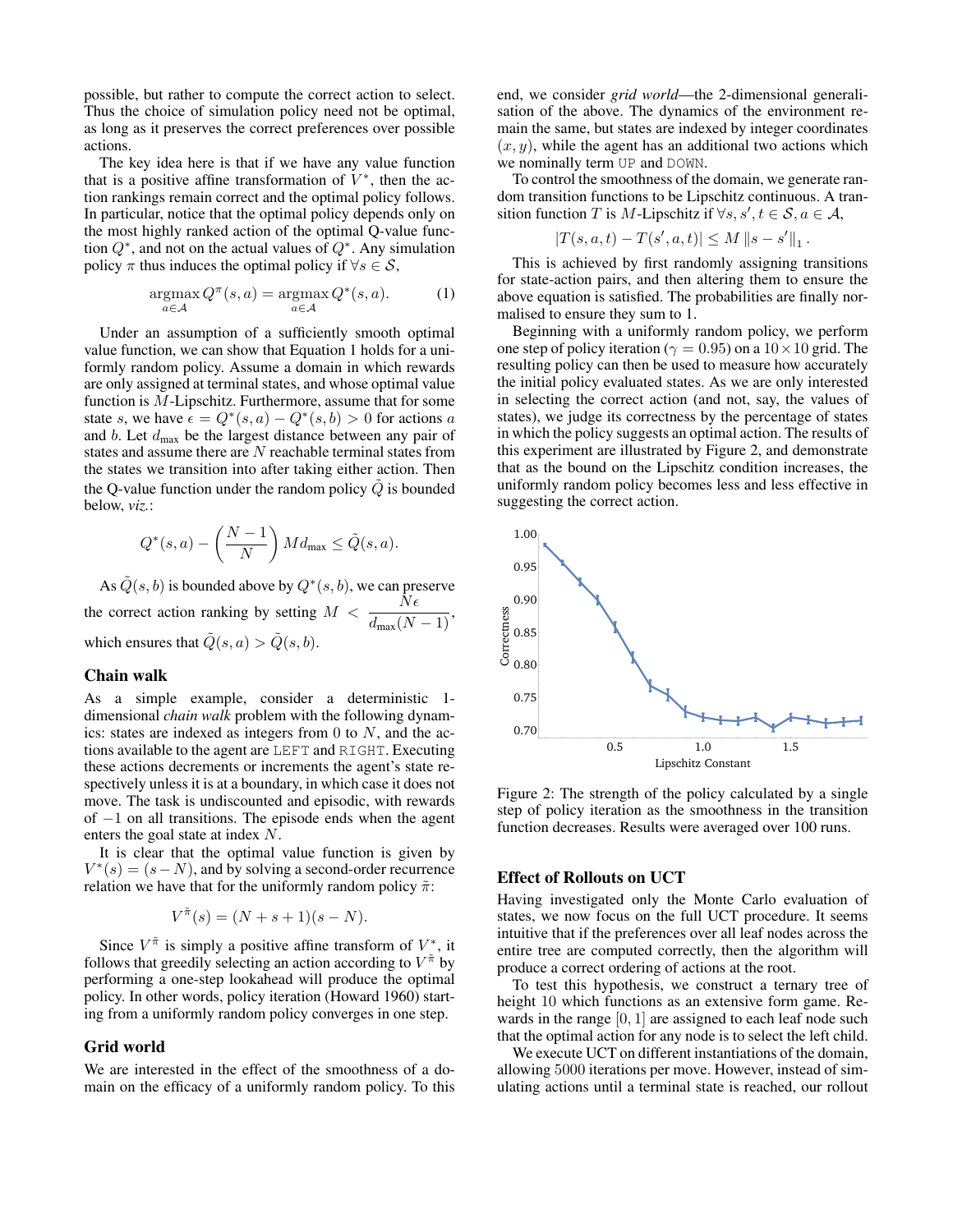possible, but rather to compute the correct action to select. Thus the choice of simulation policy need not be optimal, as long as it preserves the correct preferences over possible actions.

The key idea here is that if we have any value function that is a positive affine transformation of $V^*$, then the action rankings remain correct and the optimal policy follows. In particular, notice that the optimal policy depends only on the most highly ranked action of the optimal Q-value function $Q^*$, and not on the actual values of $Q^*$. Any simulation policy $\pi$ thus induces the optimal policy if $\forall s \in \mathcal{S}$,

$$\underset{a \in \mathcal{A}}{\operatorname{argmax}}\, Q^{\pi}(s,a) = \underset{a \in \mathcal{A}}{\operatorname{argmax}}\, Q^{*}(s,a). \tag{1}$$

Under an assumption of a sufficiently smooth optimal value function, we can show that Equation 1 holds for a uniformly random policy. Assume a domain in which rewards are only assigned at terminal states, and whose optimal value function is $M$-Lipschitz. Furthermore, assume that for some state $s$, we have $\epsilon = Q^*(s,a) - Q^*(s,b) > 0$ for actions $a$ and $b$. Let $d_{\max}$ be the largest distance between any pair of states and assume there are $N$ reachable terminal states from the states we transition into after taking either action. Then the Q-value function under the random policy $\tilde{Q}$ is bounded below, *viz.*:

$$Q^*(s,a) - \left(\frac{N-1}{N}\right) M d_{\max} \leq \tilde{Q}(s,a).$$

As $\tilde{Q}(s,b)$ is bounded above by $Q^*(s,b)$, we can preserve the correct action ranking by setting $M < \dfrac{N\epsilon}{d_{\max}(N-1)}$, which ensures that $\tilde{Q}(s,a) > \tilde{Q}(s,b)$.

## Chain walk

As a simple example, consider a deterministic 1-dimensional *chain walk* problem with the following dynamics: states are indexed as integers from 0 to $N$, and the actions available to the agent are `LEFT` and `RIGHT`. Executing these actions decrements or increments the agent's state respectively unless it is at a boundary, in which case it does not move. The task is undiscounted and episodic, with rewards of $-1$ on all transitions. The episode ends when the agent enters the goal state at index $N$.

It is clear that the optimal value function is given by $V^*(s) = (s - N)$, and by solving a second-order recurrence relation we have that for the uniformly random policy $\tilde{\pi}$:

$$V^{\tilde{\pi}}(s) = (N + s + 1)(s - N).$$

Since $V^{\tilde{\pi}}$ is simply a positive affine transform of $V^*$, it follows that greedily selecting an action according to $V^{\tilde{\pi}}$ by performing a one-step lookahead will produce the optimal policy. In other words, policy iteration (Howard 1960) starting from a uniformly random policy converges in one step.

## Grid world

We are interested in the effect of the smoothness of a domain on the efficacy of a uniformly random policy. To this end, we consider *grid world*—the 2-dimensional generalisation of the above. The dynamics of the environment remain the same, but states are indexed by integer coordinates $(x, y)$, while the agent has an additional two actions which we nominally term `UP` and `DOWN`.

To control the smoothness of the domain, we generate random transition functions to be Lipschitz continuous. A transition function $T$ is $M$-Lipschitz if $\forall s, s', t \in \mathcal{S}, a \in \mathcal{A}$,

$$|T(s,a,t) - T(s',a,t)| \leq M \left\| s - s' \right\|_1.$$

This is achieved by first randomly assigning transitions for state-action pairs, and then altering them to ensure the above equation is satisfied. The probabilities are finally normalised to ensure they sum to 1.

Beginning with a uniformly random policy, we perform one step of policy iteration ($\gamma = 0.95$) on a $10 \times 10$ grid. The resulting policy can then be used to measure how accurately the initial policy evaluated states. As we are only interested in selecting the correct action (and not, say, the values of states), we judge its correctness by the percentage of states in which the policy suggests an optimal action. The results of this experiment are illustrated by Figure 2, and demonstrate that as the bound on the Lipschitz condition increases, the uniformly random policy becomes less and less effective in suggesting the correct action.

Figure 2: The strength of the policy calculated by a single step of policy iteration as the smoothness in the transition function decreases. Results were averaged over 100 runs.

## Effect of Rollouts on UCT

Having investigated only the Monte Carlo evaluation of states, we now focus on the full UCT procedure. It seems intuitive that if the preferences over all leaf nodes across the entire tree are computed correctly, then the algorithm will produce a correct ordering of actions at the root.

To test this hypothesis, we construct a ternary tree of height 10 which functions as an extensive form game. Rewards in the range $[0, 1]$ are assigned to each leaf node such that the optimal action for any node is to select the left child.

We execute UCT on different instantiations of the domain, allowing 5000 iterations per move. However, instead of simulating actions until a terminal state is reached, our rollout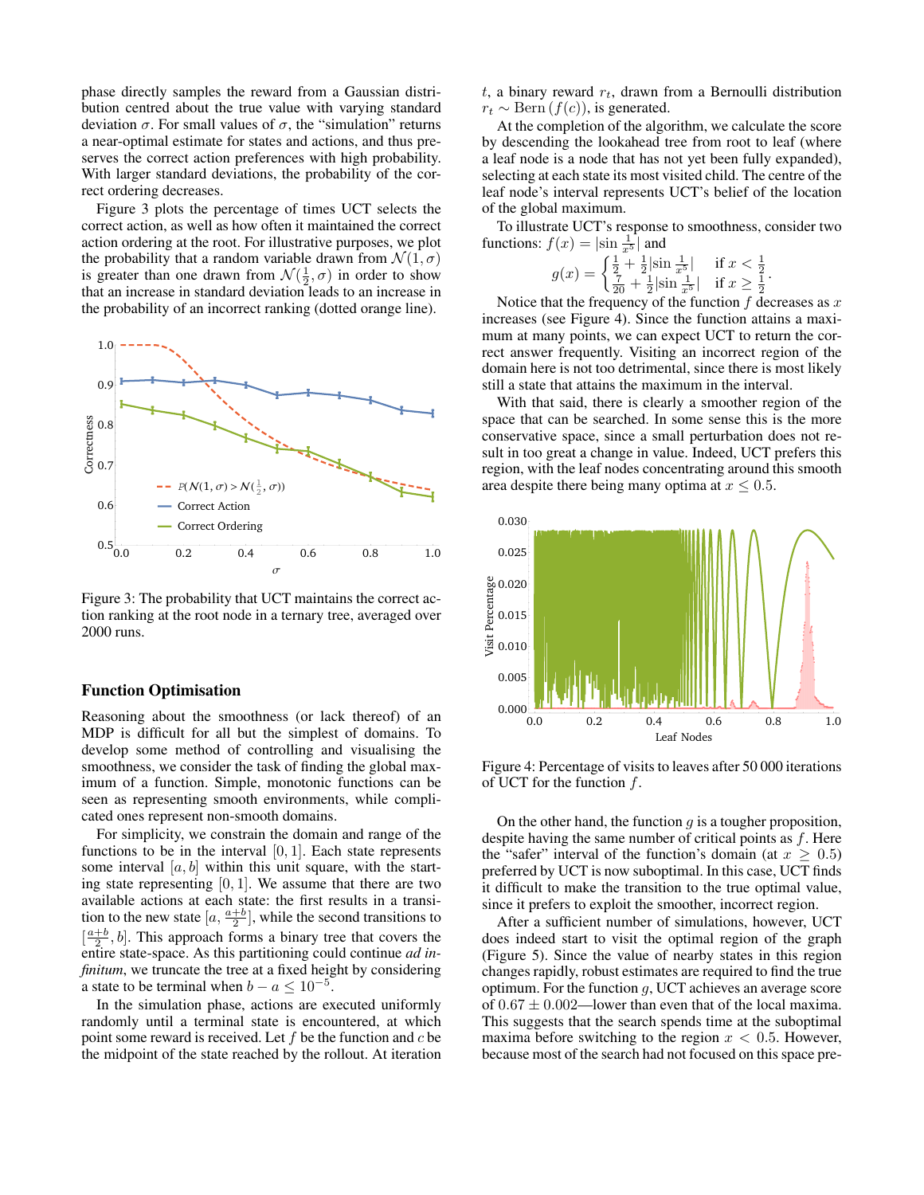phase directly samples the reward from a Gaussian distribution centred about the true value with varying standard deviation $\sigma$. For small values of $\sigma$, the "simulation" returns a near-optimal estimate for states and actions, and thus preserves the correct action preferences with high probability. With larger standard deviations, the probability of the correct ordering decreases.

Figure 3 plots the percentage of times UCT selects the correct action, as well as how often it maintained the correct action ordering at the root. For illustrative purposes, we plot the probability that a random variable drawn from $\mathcal{N}(1, \sigma)$ is greater than one drawn from $\mathcal{N}(\frac{1}{2}, \sigma)$ in order to show that an increase in standard deviation leads to an increase in the probability of an incorrect ranking (dotted orange line).

Figure 3: The probability that UCT maintains the correct action ranking at the root node in a ternary tree, averaged over 2000 runs.

## Function Optimisation

Reasoning about the smoothness (or lack thereof) of an MDP is difficult for all but the simplest of domains. To develop some method of controlling and visualising the smoothness, we consider the task of finding the global maximum of a function. Simple, monotonic functions can be seen as representing smooth environments, while complicated ones represent non-smooth domains.

For simplicity, we constrain the domain and range of the functions to be in the interval $[0, 1]$. Each state represents some interval $[a, b]$ within this unit square, with the starting state representing $[0, 1]$. We assume that there are two available actions at each state: the first results in a transition to the new state $[a, \frac{a+b}{2}]$, while the second transitions to $[\frac{a+b}{2}, b]$. This approach forms a binary tree that covers the entire state-space. As this partitioning could continue *ad infinitum*, we truncate the tree at a fixed height by considering a state to be terminal when $b - a \leq 10^{-5}$.

In the simulation phase, actions are executed uniformly randomly until a terminal state is encountered, at which point some reward is received. Let $f$ be the function and $c$ be the midpoint of the state reached by the rollout. At iteration $t$, a binary reward $r_t$, drawn from a Bernoulli distribution $r_t \sim \text{Bern}\left(f(c)\right)$, is generated.

At the completion of the algorithm, we calculate the score by descending the lookahead tree from root to leaf (where a leaf node is a node that has not yet been fully expanded), selecting at each state its most visited child. The centre of the leaf node's interval represents UCT's belief of the location of the global maximum.

To illustrate UCT's response to smoothness, consider two functions: $f(x) = |\sin \frac{1}{x^5}|$ and

$$g(x) = \begin{cases} \frac{1}{2} + \frac{1}{2}|\sin \frac{1}{x^5}| & \text{if } x < \frac{1}{2} \\ \frac{7}{20} + \frac{1}{2}|\sin \frac{1}{x^5}| & \text{if } x \geq \frac{1}{2} \end{cases}.$$

Notice that the frequency of the function $f$ decreases as $x$ increases (see Figure 4). Since the function attains a maximum at many points, we can expect UCT to return the correct answer frequently. Visiting an incorrect region of the domain here is not too detrimental, since there is most likely still a state that attains the maximum in the interval.

With that said, there is clearly a smoother region of the space that can be searched. In some sense this is the more conservative space, since a small perturbation does not result in too great a change in value. Indeed, UCT prefers this region, with the leaf nodes concentrating around this smooth area despite there being many optima at $x \leq 0.5$.

Figure 4: Percentage of visits to leaves after 50 000 iterations of UCT for the function $f$.

On the other hand, the function $g$ is a tougher proposition, despite having the same number of critical points as $f$. Here the "safer" interval of the function's domain (at $x \geq 0.5$) preferred by UCT is now suboptimal. In this case, UCT finds it difficult to make the transition to the true optimal value, since it prefers to exploit the smoother, incorrect region.

After a sufficient number of simulations, however, UCT does indeed start to visit the optimal region of the graph (Figure 5). Since the value of nearby states in this region changes rapidly, robust estimates are required to find the true optimum. For the function $g$, UCT achieves an average score of $0.67 \pm 0.002$—lower than even that of the local maxima. This suggests that the search spends time at the suboptimal maxima before switching to the region $x < 0.5$. However, because most of the search had not focused on this space pre-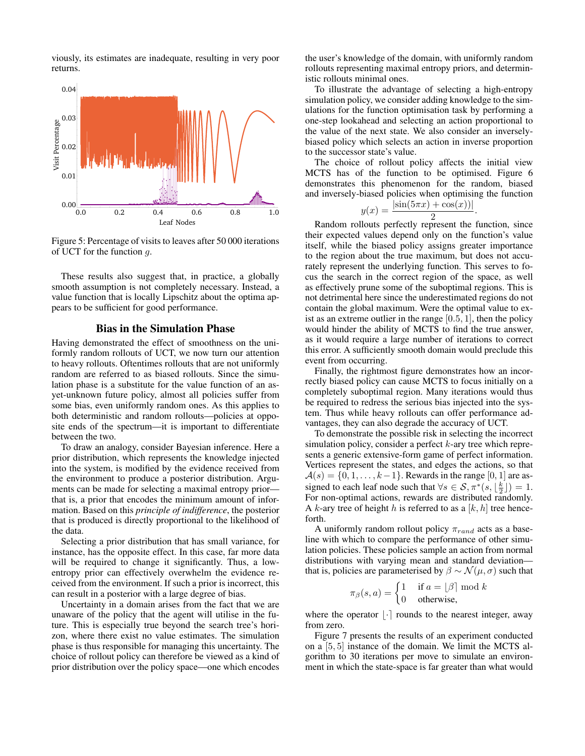viously, its estimates are inadequate, resulting in very poor returns.

Figure 5: Percentage of visits to leaves after 50 000 iterations of UCT for the function $g$.

These results also suggest that, in practice, a globally smooth assumption is not completely necessary. Instead, a value function that is locally Lipschitz about the optima appears to be sufficient for good performance.

## Bias in the Simulation Phase

Having demonstrated the effect of smoothness on the uniformly random rollouts of UCT, we now turn our attention to heavy rollouts. Oftentimes rollouts that are not uniformly random are referred to as biased rollouts. Since the simulation phase is a substitute for the value function of an as-yet-unknown future policy, almost all policies suffer from some bias, even uniformly random ones. As this applies to both deterministic and random rollouts—policies at opposite ends of the spectrum—it is important to differentiate between the two.

To draw an analogy, consider Bayesian inference. Here a prior distribution, which represents the knowledge injected into the system, is modified by the evidence received from the environment to produce a posterior distribution. Arguments can be made for selecting a maximal entropy prior—that is, a prior that encodes the minimum amount of information. Based on this *principle of indifference*, the posterior that is produced is directly proportional to the likelihood of the data.

Selecting a prior distribution that has small variance, for instance, has the opposite effect. In this case, far more data will be required to change it significantly. Thus, a low-entropy prior can effectively overwhelm the evidence received from the environment. If such a prior is incorrect, this can result in a posterior with a large degree of bias.

Uncertainty in a domain arises from the fact that we are unaware of the policy that the agent will utilise in the future. This is especially true beyond the search tree's horizon, where there exist no value estimates. The simulation phase is thus responsible for managing this uncertainty. The choice of rollout policy can therefore be viewed as a kind of prior distribution over the policy space—one which encodes the user's knowledge of the domain, with uniformly random rollouts representing maximal entropy priors, and deterministic rollouts minimal ones.

To illustrate the advantage of selecting a high-entropy simulation policy, we consider adding knowledge to the simulations for the function optimisation task by performing a one-step lookahead and selecting an action proportional to the value of the next state. We also consider an inversely-biased policy which selects an action in inverse proportion to the successor state's value.

The choice of rollout policy affects the initial view MCTS has of the function to be optimised. Figure 6 demonstrates this phenomenon for the random, biased and inversely-biased policies when optimising the function

$$y(x) = \frac{|\sin(5\pi x) + \cos(x)|}{2}.$$

Random rollouts perfectly represent the function, since their expected values depend only on the function's value itself, while the biased policy assigns greater importance to the region about the true maximum, but does not accurately represent the underlying function. This serves to focus the search in the correct region of the space, as well as effectively prune some of the suboptimal regions. This is not detrimental here since the underestimated regions do not contain the global maximum. Were the optimal value to exist as an extreme outlier in the range $[0.5, 1]$, then the policy would hinder the ability of MCTS to find the true answer, as it would require a large number of iterations to correct this error. A sufficiently smooth domain would preclude this event from occurring.

Finally, the rightmost figure demonstrates how an incorrectly biased policy can cause MCTS to focus initially on a completely suboptimal region. Many iterations would thus be required to redress the serious bias injected into the system. Thus while heavy rollouts can offer performance advantages, they can also degrade the accuracy of UCT.

To demonstrate the possible risk in selecting the incorrect simulation policy, consider a perfect $k$-ary tree which represents a generic extensive-form game of perfect information. Vertices represent the states, and edges the actions, so that $\mathcal{A}(s) = \{0, 1, \ldots, k-1\}$. Rewards in the range $[0, 1]$ are assigned to each leaf node such that $\forall s \in \mathcal{S}, \pi^*(s, \lfloor \frac{k}{2} \rfloor) = 1$. For non-optimal actions, rewards are distributed randomly. A $k$-ary tree of height $h$ is referred to as a $[k, h]$ tree henceforth.

A uniformly random rollout policy $\pi_{rand}$ acts as a baseline with which to compare the performance of other simulation policies. These policies sample an action from normal distributions with varying mean and standard deviation—that is, policies are parameterised by $\beta \sim \mathcal{N}(\mu, \sigma)$ such that

$$\pi_\beta(s, a) = \begin{cases} 1 & \text{if } a = \lfloor \beta \rceil \bmod k \\ 0 & \text{otherwise,} \end{cases}$$

where the operator $\lfloor \cdot \rceil$ rounds to the nearest integer, away from zero.

Figure 7 presents the results of an experiment conducted on a $[5, 5]$ instance of the domain. We limit the MCTS algorithm to 30 iterations per move to simulate an environment in which the state-space is far greater than what would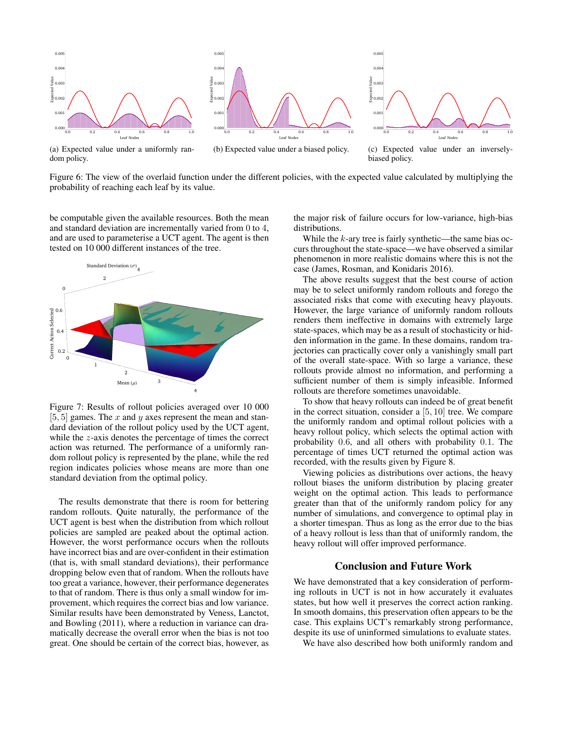(a) Expected value under a uniformly random policy.

(b) Expected value under a biased policy.

(c) Expected value under an inversely-biased policy.

Figure 6: The view of the overlaid function under the different policies, with the expected value calculated by multiplying the probability of reaching each leaf by its value.

be computable given the available resources. Both the mean and standard deviation are incrementally varied from 0 to 4, and are used to parameterise a UCT agent. The agent is then tested on 10 000 different instances of the tree.

Figure 7: Results of rollout policies averaged over 10 000 $[5, 5]$ games. The $x$ and $y$ axes represent the mean and standard deviation of the rollout policy used by the UCT agent, while the $z$-axis denotes the percentage of times the correct action was returned. The performance of a uniformly random rollout policy is represented by the plane, while the red region indicates policies whose means are more than one standard deviation from the optimal policy.

The results demonstrate that there is room for bettering random rollouts. Quite naturally, the performance of the UCT agent is best when the distribution from which rollout policies are sampled are peaked about the optimal action. However, the worst performance occurs when the rollouts have incorrect bias and are over-confident in their estimation (that is, with small standard deviations), their performance dropping below even that of random. When the rollouts have too great a variance, however, their performance degenerates to that of random. There is thus only a small window for improvement, which requires the correct bias and low variance. Similar results have been demonstrated by Veness, Lanctot, and Bowling (2011), where a reduction in variance can dramatically decrease the overall error when the bias is not too great. One should be certain of the correct bias, however, as the major risk of failure occurs for low-variance, high-bias distributions.

While the $k$-ary tree is fairly synthetic—the same bias occurs throughout the state-space—we have observed a similar phenomenon in more realistic domains where this is not the case (James, Rosman, and Konidaris 2016).

The above results suggest that the best course of action may be to select uniformly random rollouts and forego the associated risks that come with executing heavy playouts. However, the large variance of uniformly random rollouts renders them ineffective in domains with extremely large state-spaces, which may be as a result of stochasticity or hidden information in the game. In these domains, random trajectories can practically cover only a vanishingly small part of the overall state-space. With so large a variance, these rollouts provide almost no information, and performing a sufficient number of them is simply infeasible. Informed rollouts are therefore sometimes unavoidable.

To show that heavy rollouts can indeed be of great benefit in the correct situation, consider a $[5, 10]$ tree. We compare the uniformly random and optimal rollout policies with a heavy rollout policy, which selects the optimal action with probability 0.6, and all others with probability 0.1. The percentage of times UCT returned the optimal action was recorded, with the results given by Figure 8.

Viewing policies as distributions over actions, the heavy rollout biases the uniform distribution by placing greater weight on the optimal action. This leads to performance greater than that of the uniformly random policy for any number of simulations, and convergence to optimal play in a shorter timespan. Thus as long as the error due to the bias of a heavy rollout is less than that of uniformly random, the heavy rollout will offer improved performance.

## Conclusion and Future Work

We have demonstrated that a key consideration of performing rollouts in UCT is not in how accurately it evaluates states, but how well it preserves the correct action ranking. In smooth domains, this preservation often appears to be the case. This explains UCT's remarkably strong performance, despite its use of uninformed simulations to evaluate states.

We have also described how both uniformly random and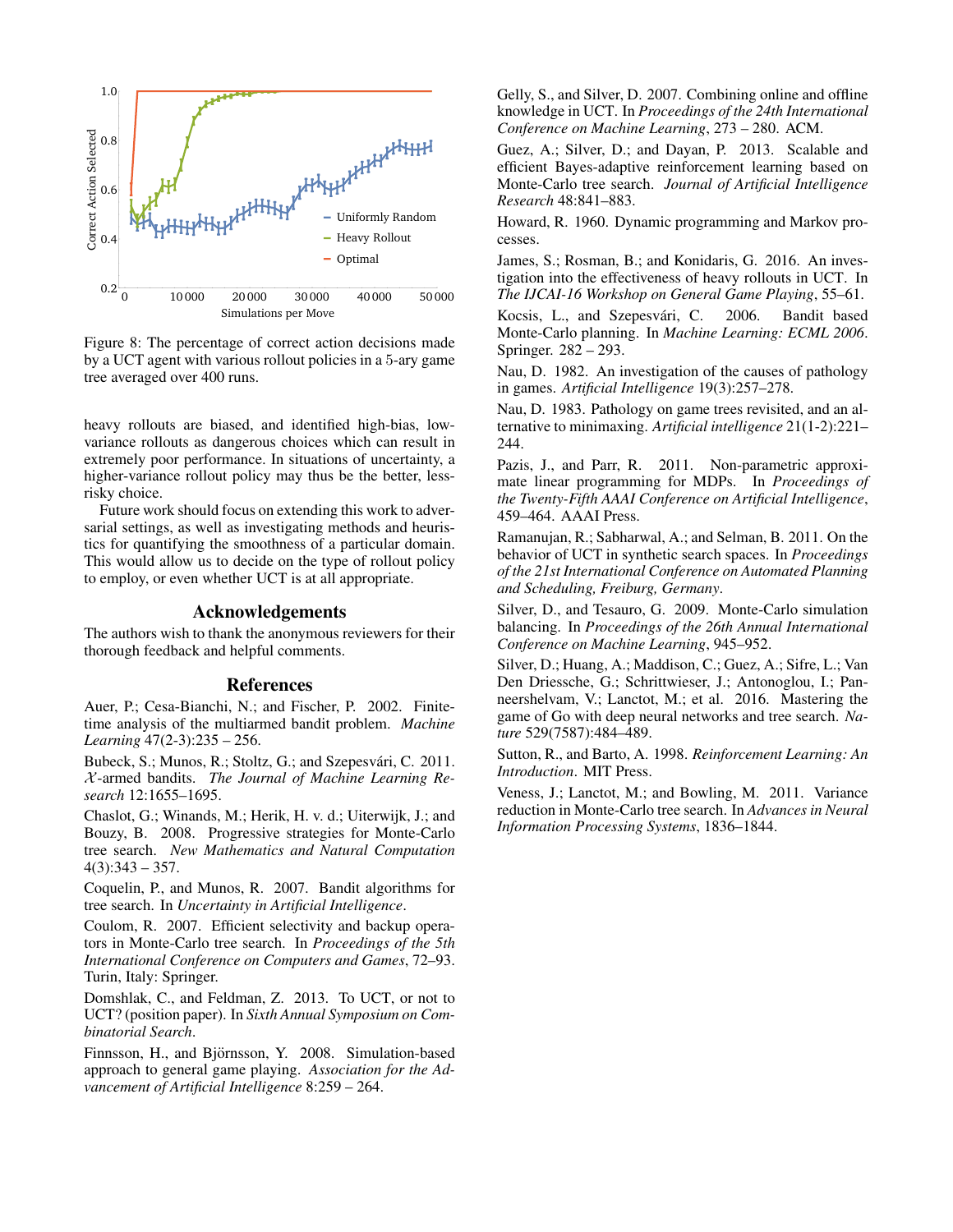1.0
0.8
0.6
0.4
0.2
0
10 000
20 000
30 000
40 000
50 000
Simulations per Move
Correct Action Selected
Uniformly Random
Heavy Rollout
Optimal

Figure 8: The percentage of correct action decisions made by a UCT agent with various rollout policies in a 5-ary game tree averaged over 400 runs.

heavy rollouts are biased, and identified high-bias, low-variance rollouts as dangerous choices which can result in extremely poor performance. In situations of uncertainty, a higher-variance rollout policy may thus be the better, less-risky choice.

Future work should focus on extending this work to adversarial settings, as well as investigating methods and heuristics for quantifying the smoothness of a particular domain. This would allow us to decide on the type of rollout policy to employ, or even whether UCT is at all appropriate.

## Acknowledgements

The authors wish to thank the anonymous reviewers for their thorough feedback and helpful comments.

## References

Auer, P.; Cesa-Bianchi, N.; and Fischer, P. 2002. Finite-time analysis of the multiarmed bandit problem. *Machine Learning* 47(2-3):235 – 256.

Bubeck, S.; Munos, R.; Stoltz, G.; and Szepesvári, C. 2011. $\mathcal{X}$-armed bandits. *The Journal of Machine Learning Research* 12:1655–1695.

Chaslot, G.; Winands, M.; Herik, H. v. d.; Uiterwijk, J.; and Bouzy, B. 2008. Progressive strategies for Monte-Carlo tree search. *New Mathematics and Natural Computation* 4(3):343 – 357.

Coquelin, P., and Munos, R. 2007. Bandit algorithms for tree search. In *Uncertainty in Artificial Intelligence*.

Coulom, R. 2007. Efficient selectivity and backup operators in Monte-Carlo tree search. In *Proceedings of the 5th International Conference on Computers and Games*, 72–93. Turin, Italy: Springer.

Domshlak, C., and Feldman, Z. 2013. To UCT, or not to UCT? (position paper). In *Sixth Annual Symposium on Combinatorial Search*.

Finnsson, H., and Björnsson, Y. 2008. Simulation-based approach to general game playing. *Association for the Advancement of Artificial Intelligence* 8:259 – 264.

Gelly, S., and Silver, D. 2007. Combining online and offline knowledge in UCT. In *Proceedings of the 24th International Conference on Machine Learning*, 273 – 280. ACM.

Guez, A.; Silver, D.; and Dayan, P. 2013. Scalable and efficient Bayes-adaptive reinforcement learning based on Monte-Carlo tree search. *Journal of Artificial Intelligence Research* 48:841–883.

Howard, R. 1960. Dynamic programming and Markov processes.

James, S.; Rosman, B.; and Konidaris, G. 2016. An investigation into the effectiveness of heavy rollouts in UCT. In *The IJCAI-16 Workshop on General Game Playing*, 55–61.

Kocsis, L., and Szepesvári, C. 2006. Bandit based Monte-Carlo planning. In *Machine Learning: ECML 2006*. Springer. 282 – 293.

Nau, D. 1982. An investigation of the causes of pathology in games. *Artificial Intelligence* 19(3):257–278.

Nau, D. 1983. Pathology on game trees revisited, and an alternative to minimaxing. *Artificial intelligence* 21(1-2):221–244.

Pazis, J., and Parr, R. 2011. Non-parametric approximate linear programming for MDPs. In *Proceedings of the Twenty-Fifth AAAI Conference on Artificial Intelligence*, 459–464. AAAI Press.

Ramanujan, R.; Sabharwal, A.; and Selman, B. 2011. On the behavior of UCT in synthetic search spaces. In *Proceedings of the 21st International Conference on Automated Planning and Scheduling, Freiburg, Germany*.

Silver, D., and Tesauro, G. 2009. Monte-Carlo simulation balancing. In *Proceedings of the 26th Annual International Conference on Machine Learning*, 945–952.

Silver, D.; Huang, A.; Maddison, C.; Guez, A.; Sifre, L.; Van Den Driessche, G.; Schrittwieser, J.; Antonoglou, I.; Panneershelvam, V.; Lanctot, M.; et al. 2016. Mastering the game of Go with deep neural networks and tree search. *Nature* 529(7587):484–489.

Sutton, R., and Barto, A. 1998. *Reinforcement Learning: An Introduction*. MIT Press.

Veness, J.; Lanctot, M.; and Bowling, M. 2011. Variance reduction in Monte-Carlo tree search. In *Advances in Neural Information Processing Systems*, 1836–1844.